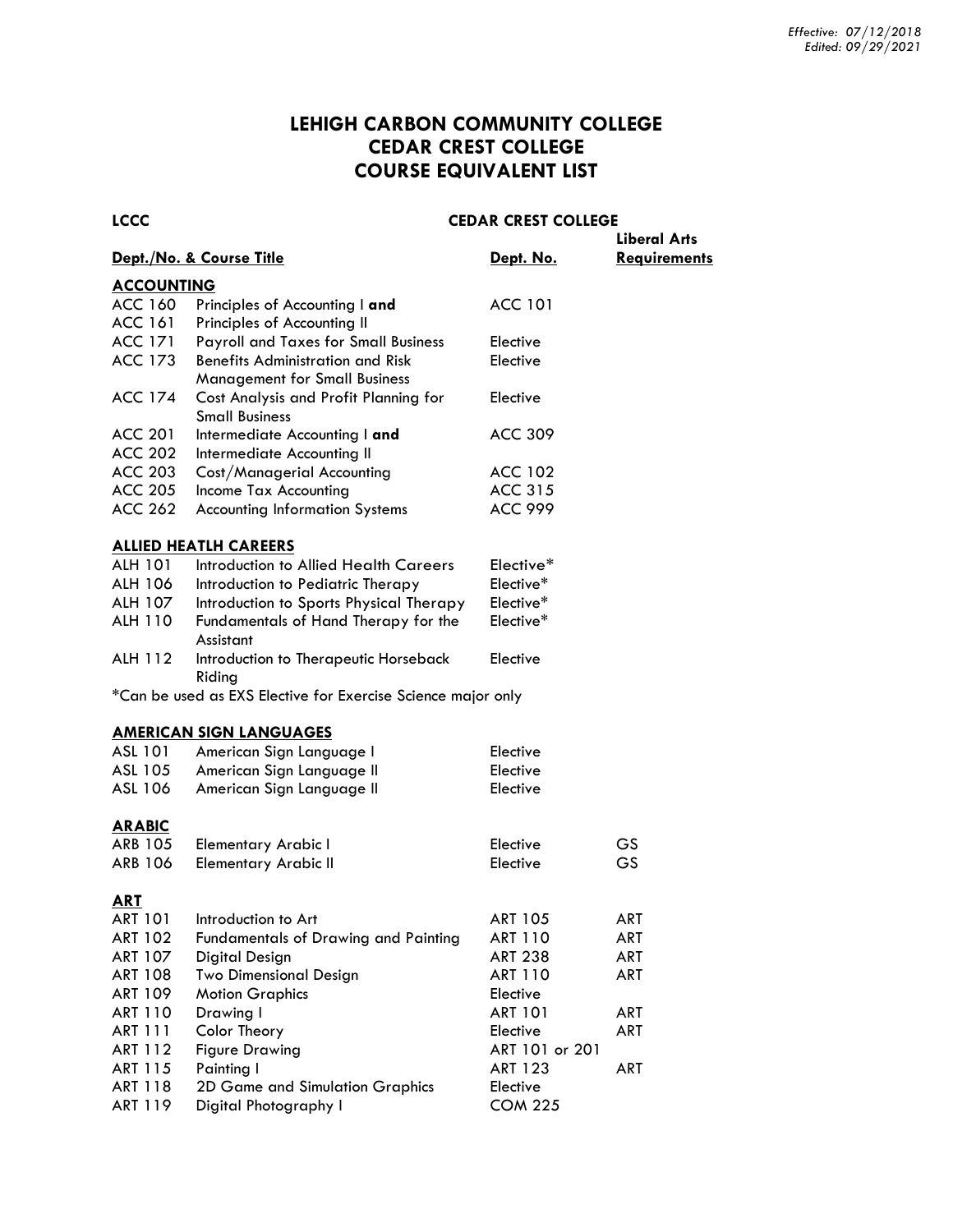*Effective: 07/12/2018*
*Edited: 09/29/2021*

# LEHIGH CARBON COMMUNITY COLLEGE
# CEDAR CREST COLLEGE
# COURSE EQUIVALENT LIST

| LCCC | | CEDAR CREST COLLEGE | |
|---|---|---|---|
| **Dept./No. & Course Title** | | **Dept. No.** | **Liberal Arts Requirements** |
| **ACCOUNTING** | | | |
| ACC 160 | Principles of Accounting I **and** | ACC 101 | |
| ACC 161 | Principles of Accounting II | | |
| ACC 171 | Payroll and Taxes for Small Business | Elective | |
| ACC 173 | Benefits Administration and Risk Management for Small Business | Elective | |
| ACC 174 | Cost Analysis and Profit Planning for Small Business | Elective | |
| ACC 201 | Intermediate Accounting I **and** | ACC 309 | |
| ACC 202 | Intermediate Accounting II | | |
| ACC 203 | Cost/Managerial Accounting | ACC 102 | |
| ACC 205 | Income Tax Accounting | ACC 315 | |
| ACC 262 | Accounting Information Systems | ACC 999 | |
| **ALLIED HEATLH CAREERS** | | | |
| ALH 101 | Introduction to Allied Health Careers | Elective* | |
| ALH 106 | Introduction to Pediatric Therapy | Elective* | |
| ALH 107 | Introduction to Sports Physical Therapy | Elective* | |
| ALH 110 | Fundamentals of Hand Therapy for the Assistant | Elective* | |
| ALH 112 | Introduction to Therapeutic Horseback Riding | Elective | |

*Can be used as EXS Elective for Exercise Science major only

| LCCC | | CEDAR CREST COLLEGE | |
|---|---|---|---|
| **AMERICAN SIGN LANGUAGES** | | | |
| ASL 101 | American Sign Language I | Elective | |
| ASL 105 | American Sign Language II | Elective | |
| ASL 106 | American Sign Language II | Elective | |
| **ARABIC** | | | |
| ARB 105 | Elementary Arabic I | Elective | GS |
| ARB 106 | Elementary Arabic II | Elective | GS |
| **ART** | | | |
| ART 101 | Introduction to Art | ART 105 | ART |
| ART 102 | Fundamentals of Drawing and Painting | ART 110 | ART |
| ART 107 | Digital Design | ART 238 | ART |
| ART 108 | Two Dimensional Design | ART 110 | ART |
| ART 109 | Motion Graphics | Elective | |
| ART 110 | Drawing I | ART 101 | ART |
| ART 111 | Color Theory | Elective | ART |
| ART 112 | Figure Drawing | ART 101 or 201 | |
| ART 115 | Painting I | ART 123 | ART |
| ART 118 | 2D Game and Simulation Graphics | Elective | |
| ART 119 | Digital Photography I | COM 225 | |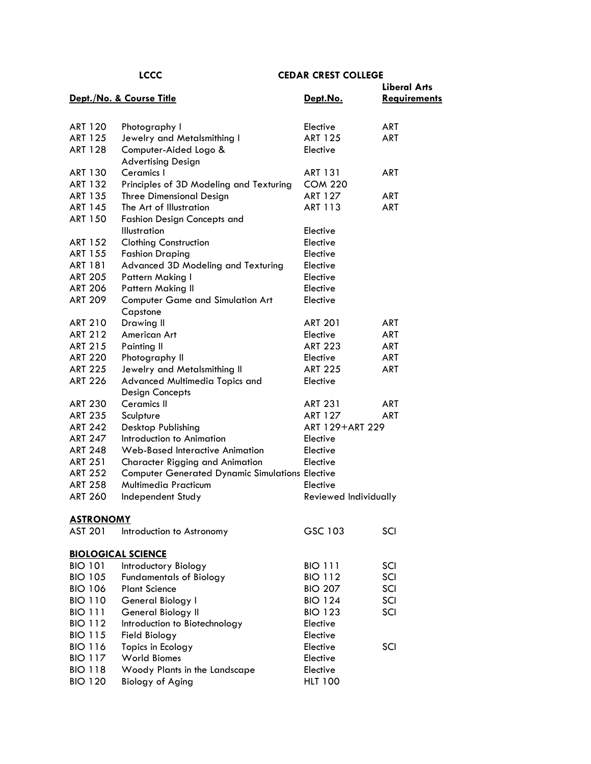| LCCC | | CEDAR CREST COLLEGE | |
|---|---|---|---|
| **Dept./No. & Course Title** | | **Dept.No.** | **Liberal Arts Requirements** |
| ART 120 | Photography I | Elective | ART |
| ART 125 | Jewelry and Metalsmithing I | ART 125 | ART |
| ART 128 | Computer-Aided Logo & Advertising Design | Elective | |
| ART 130 | Ceramics I | ART 131 | ART |
| ART 132 | Principles of 3D Modeling and Texturing | COM 220 | |
| ART 135 | Three Dimensional Design | ART 127 | ART |
| ART 145 | The Art of Illustration | ART 113 | ART |
| ART 150 | Fashion Design Concepts and Illustration | Elective | |
| ART 152 | Clothing Construction | Elective | |
| ART 155 | Fashion Draping | Elective | |
| ART 181 | Advanced 3D Modeling and Texturing | Elective | |
| ART 205 | Pattern Making I | Elective | |
| ART 206 | Pattern Making II | Elective | |
| ART 209 | Computer Game and Simulation Art Capstone | Elective | |
| ART 210 | Drawing II | ART 201 | ART |
| ART 212 | American Art | Elective | ART |
| ART 215 | Painting II | ART 223 | ART |
| ART 220 | Photography II | Elective | ART |
| ART 225 | Jewelry and Metalsmithing II | ART 225 | ART |
| ART 226 | Advanced Multimedia Topics and Design Concepts | Elective | |
| ART 230 | Ceramics II | ART 231 | ART |
| ART 235 | Sculpture | ART 127 | ART |
| ART 242 | Desktop Publishing | ART 129+ART 229 | |
| ART 247 | Introduction to Animation | Elective | |
| ART 248 | Web-Based Interactive Animation | Elective | |
| ART 251 | Character Rigging and Animation | Elective | |
| ART 252 | Computer Generated Dynamic Simulations | Elective | |
| ART 258 | Multimedia Practicum | Elective | |
| ART 260 | Independent Study | Reviewed Individually | |
| **ASTRONOMY** | | | |
| AST 201 | Introduction to Astronomy | GSC 103 | SCI |
| **BIOLOGICAL SCIENCE** | | | |
| BIO 101 | Introductory Biology | BIO 111 | SCI |
| BIO 105 | Fundamentals of Biology | BIO 112 | SCI |
| BIO 106 | Plant Science | BIO 207 | SCI |
| BIO 110 | General Biology I | BIO 124 | SCI |
| BIO 111 | General Biology II | BIO 123 | SCI |
| BIO 112 | Introduction to Biotechnology | Elective | |
| BIO 115 | Field Biology | Elective | |
| BIO 116 | Topics in Ecology | Elective | SCI |
| BIO 117 | World Biomes | Elective | |
| BIO 118 | Woody Plants in the Landscape | Elective | |
| BIO 120 | Biology of Aging | HLT 100 | |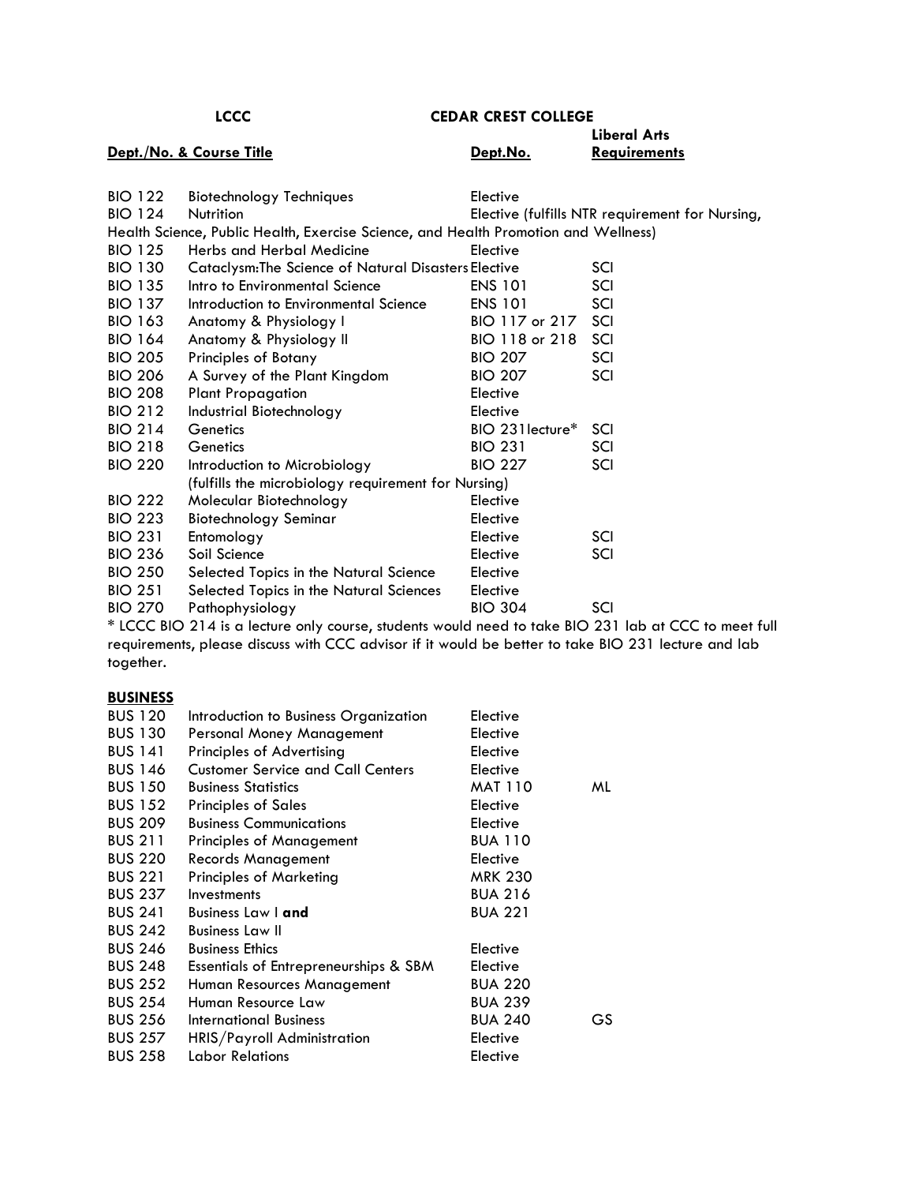| LCCC | | CEDAR CREST COLLEGE | |
|---|---|---|---|
| **Dept./No. & Course Title** | | **Dept.No.** | **Liberal Arts Requirements** |
| BIO 122 | Biotechnology Techniques | Elective | |
| BIO 124 | Nutrition | Elective (fulfills NTR requirement for Nursing, Health Science, Public Health, Exercise Science, and Health Promotion and Wellness) | |
| BIO 125 | Herbs and Herbal Medicine | Elective | |
| BIO 130 | Cataclysm:The Science of Natural Disasters | Elective | SCI |
| BIO 135 | Intro to Environmental Science | ENS 101 | SCI |
| BIO 137 | Introduction to Environmental Science | ENS 101 | SCI |
| BIO 163 | Anatomy & Physiology I | BIO 117 or 217 | SCI |
| BIO 164 | Anatomy & Physiology II | BIO 118 or 218 | SCI |
| BIO 205 | Principles of Botany | BIO 207 | SCI |
| BIO 206 | A Survey of the Plant Kingdom | BIO 207 | SCI |
| BIO 208 | Plant Propagation | Elective | |
| BIO 212 | Industrial Biotechnology | Elective | |
| BIO 214 | Genetics | BIO 231lecture* | SCI |
| BIO 218 | Genetics | BIO 231 | SCI |
| BIO 220 | Introduction to Microbiology (fulfills the microbiology requirement for Nursing) | BIO 227 | SCI |
| BIO 222 | Molecular Biotechnology | Elective | |
| BIO 223 | Biotechnology Seminar | Elective | |
| BIO 231 | Entomology | Elective | SCI |
| BIO 236 | Soil Science | Elective | SCI |
| BIO 250 | Selected Topics in the Natural Science | Elective | |
| BIO 251 | Selected Topics in the Natural Sciences | Elective | |
| BIO 270 | Pathophysiology | BIO 304 | SCI |

* LCCC BIO 214 is a lecture only course, students would need to take BIO 231 lab at CCC to meet full requirements, please discuss with CCC advisor if it would be better to take BIO 231 lecture and lab together.

**BUSINESS**

| | | | |
|---|---|---|---|
| BUS 120 | Introduction to Business Organization | Elective | |
| BUS 130 | Personal Money Management | Elective | |
| BUS 141 | Principles of Advertising | Elective | |
| BUS 146 | Customer Service and Call Centers | Elective | |
| BUS 150 | Business Statistics | MAT 110 | ML |
| BUS 152 | Principles of Sales | Elective | |
| BUS 209 | Business Communications | Elective | |
| BUS 211 | Principles of Management | BUA 110 | |
| BUS 220 | Records Management | Elective | |
| BUS 221 | Principles of Marketing | MRK 230 | |
| BUS 237 | Investments | BUA 216 | |
| BUS 241 | Business Law I **and** | BUA 221 | |
| BUS 242 | Business Law II | | |
| BUS 246 | Business Ethics | Elective | |
| BUS 248 | Essentials of Entrepreneurships & SBM | Elective | |
| BUS 252 | Human Resources Management | BUA 220 | |
| BUS 254 | Human Resource Law | BUA 239 | |
| BUS 256 | International Business | BUA 240 | GS |
| BUS 257 | HRIS/Payroll Administration | Elective | |
| BUS 258 | Labor Relations | Elective | |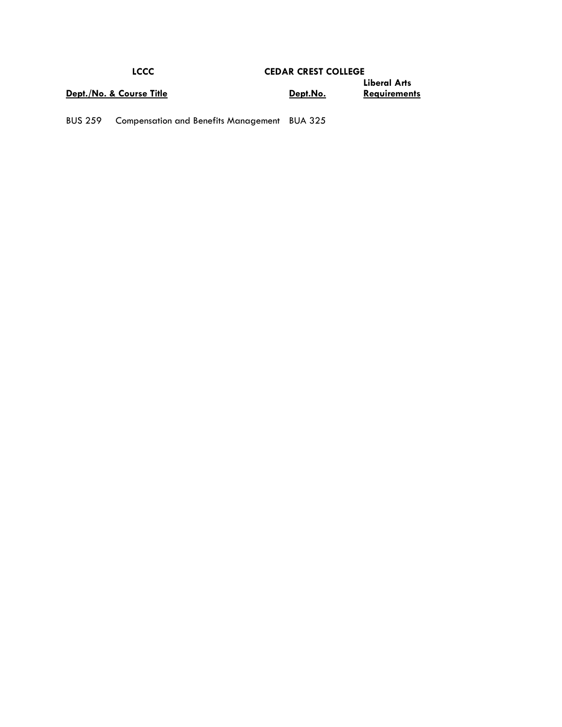| LCCC | | CEDAR CREST COLLEGE | |
|---|---|---|---|
| **Dept./No. & Course Title** | | **Dept.No.** | **Liberal Arts Requirements** |
| BUS 259 | Compensation and Benefits Management | BUA 325 | |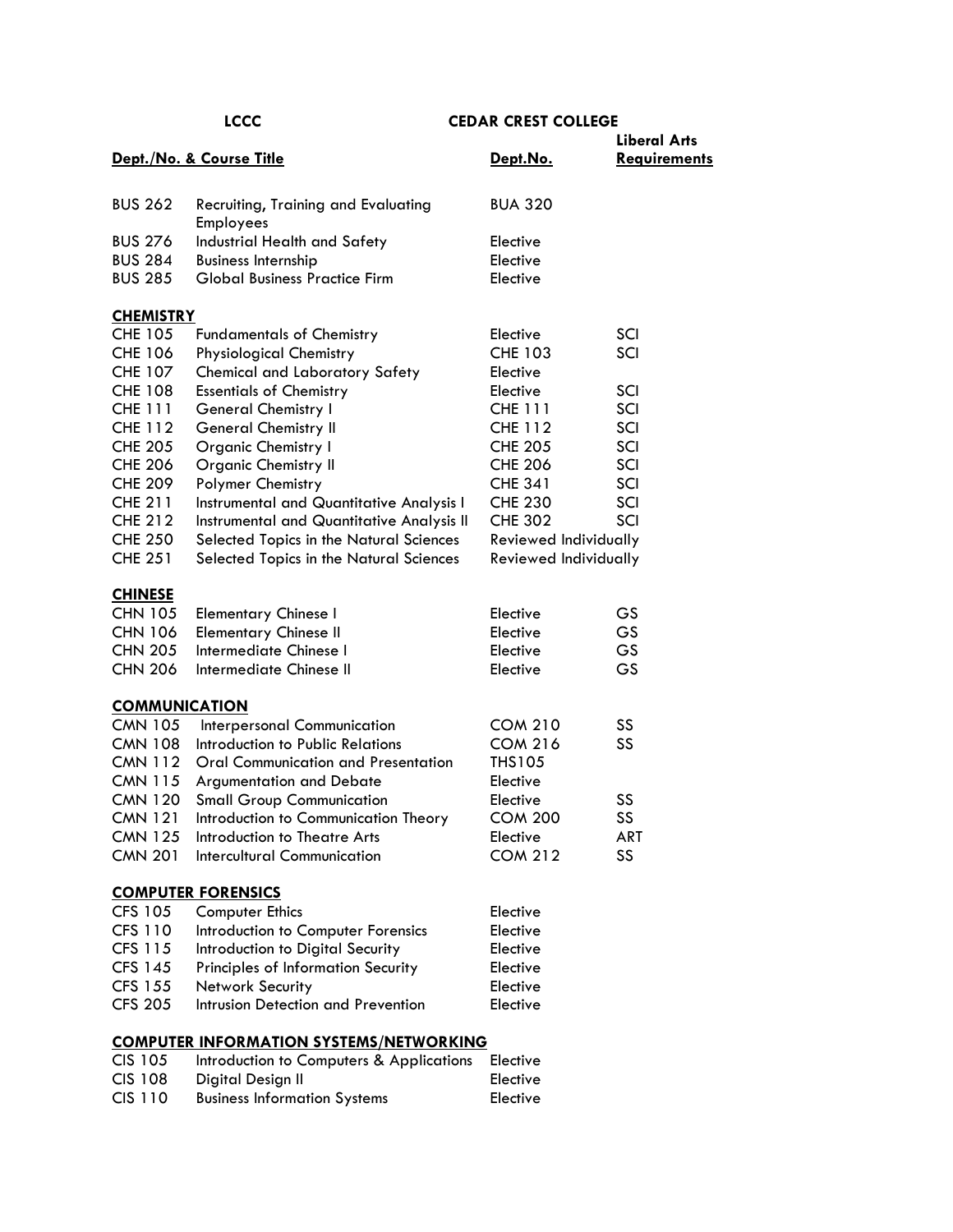| LCCC | | CEDAR CREST COLLEGE | |
|---|---|---|---|
| **Dept./No.** | **& Course Title** | **Dept.No.** | **Liberal Arts Requirements** |
| BUS 262 | Recruiting, Training and Evaluating Employees | BUA 320 | |
| BUS 276 | Industrial Health and Safety | Elective | |
| BUS 284 | Business Internship | Elective | |
| BUS 285 | Global Business Practice Firm | Elective | |
| **CHEMISTRY** | | | |
| CHE 105 | Fundamentals of Chemistry | Elective | SCI |
| CHE 106 | Physiological Chemistry | CHE 103 | SCI |
| CHE 107 | Chemical and Laboratory Safety | Elective | |
| CHE 108 | Essentials of Chemistry | Elective | SCI |
| CHE 111 | General Chemistry I | CHE 111 | SCI |
| CHE 112 | General Chemistry II | CHE 112 | SCI |
| CHE 205 | Organic Chemistry I | CHE 205 | SCI |
| CHE 206 | Organic Chemistry II | CHE 206 | SCI |
| CHE 209 | Polymer Chemistry | CHE 341 | SCI |
| CHE 211 | Instrumental and Quantitative Analysis I | CHE 230 | SCI |
| CHE 212 | Instrumental and Quantitative Analysis II | CHE 302 | SCI |
| CHE 250 | Selected Topics in the Natural Sciences | Reviewed Individually | |
| CHE 251 | Selected Topics in the Natural Sciences | Reviewed Individually | |
| **CHINESE** | | | |
| CHN 105 | Elementary Chinese I | Elective | GS |
| CHN 106 | Elementary Chinese II | Elective | GS |
| CHN 205 | Intermediate Chinese I | Elective | GS |
| CHN 206 | Intermediate Chinese II | Elective | GS |
| **COMMUNICATION** | | | |
| CMN 105 | Interpersonal Communication | COM 210 | SS |
| CMN 108 | Introduction to Public Relations | COM 216 | SS |
| CMN 112 | Oral Communication and Presentation | THS105 | |
| CMN 115 | Argumentation and Debate | Elective | |
| CMN 120 | Small Group Communication | Elective | SS |
| CMN 121 | Introduction to Communication Theory | COM 200 | SS |
| CMN 125 | Introduction to Theatre Arts | Elective | ART |
| CMN 201 | Intercultural Communication | COM 212 | SS |
| **COMPUTER FORENSICS** | | | |
| CFS 105 | Computer Ethics | Elective | |
| CFS 110 | Introduction to Computer Forensics | Elective | |
| CFS 115 | Introduction to Digital Security | Elective | |
| CFS 145 | Principles of Information Security | Elective | |
| CFS 155 | Network Security | Elective | |
| CFS 205 | Intrusion Detection and Prevention | Elective | |
| **COMPUTER INFORMATION SYSTEMS/NETWORKING** | | | |
| CIS 105 | Introduction to Computers & Applications | Elective | |
| CIS 108 | Digital Design II | Elective | |
| CIS 110 | Business Information Systems | Elective | |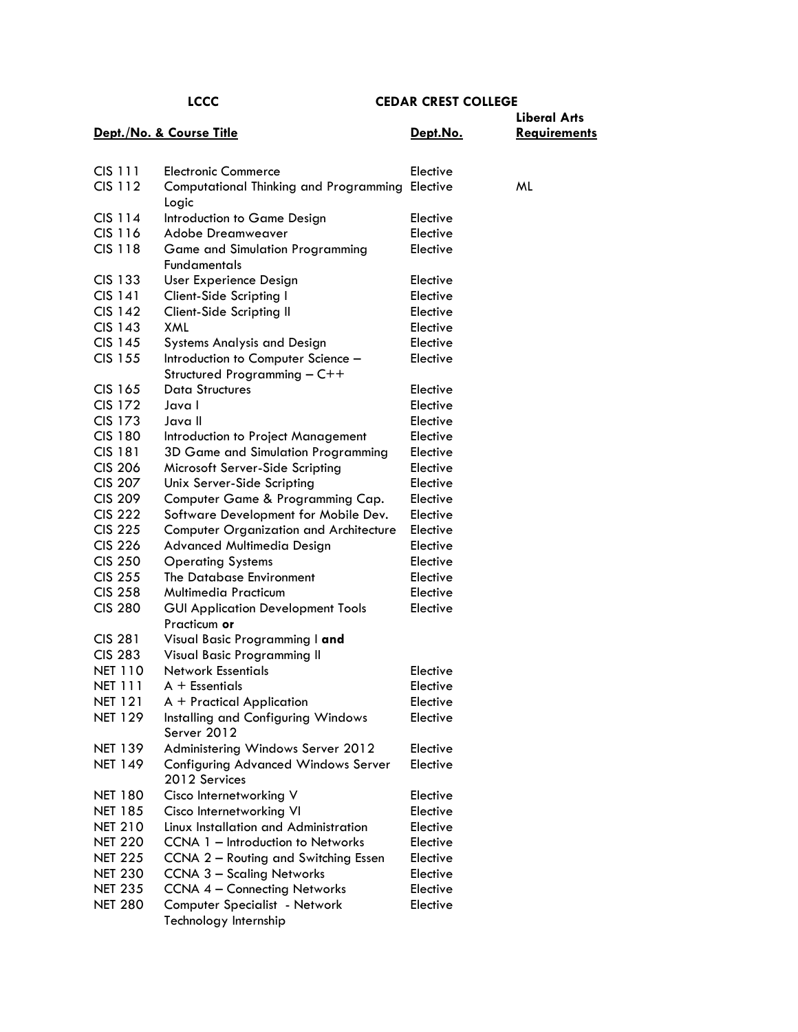| LCCC | | CEDAR CREST COLLEGE | |
|---|---|---|---|
| **Dept./No. & Course Title** | | **Dept.No.** | **Liberal Arts Requirements** |
| CIS 111 | Electronic Commerce | Elective | |
| CIS 112 | Computational Thinking and Programming Logic | Elective | ML |
| CIS 114 | Introduction to Game Design | Elective | |
| CIS 116 | Adobe Dreamweaver | Elective | |
| CIS 118 | Game and Simulation Programming Fundamentals | Elective | |
| CIS 133 | User Experience Design | Elective | |
| CIS 141 | Client-Side Scripting I | Elective | |
| CIS 142 | Client-Side Scripting II | Elective | |
| CIS 143 | XML | Elective | |
| CIS 145 | Systems Analysis and Design | Elective | |
| CIS 155 | Introduction to Computer Science – Structured Programming – C++ | Elective | |
| CIS 165 | Data Structures | Elective | |
| CIS 172 | Java I | Elective | |
| CIS 173 | Java II | Elective | |
| CIS 180 | Introduction to Project Management | Elective | |
| CIS 181 | 3D Game and Simulation Programming | Elective | |
| CIS 206 | Microsoft Server-Side Scripting | Elective | |
| CIS 207 | Unix Server-Side Scripting | Elective | |
| CIS 209 | Computer Game & Programming Cap. | Elective | |
| CIS 222 | Software Development for Mobile Dev. | Elective | |
| CIS 225 | Computer Organization and Architecture | Elective | |
| CIS 226 | Advanced Multimedia Design | Elective | |
| CIS 250 | Operating Systems | Elective | |
| CIS 255 | The Database Environment | Elective | |
| CIS 258 | Multimedia Practicum | Elective | |
| CIS 280 | GUI Application Development Tools Practicum **or** | Elective | |
| CIS 281 | Visual Basic Programming I **and** | | |
| CIS 283 | Visual Basic Programming II | | |
| NET 110 | Network Essentials | Elective | |
| NET 111 | A + Essentials | Elective | |
| NET 121 | A + Practical Application | Elective | |
| NET 129 | Installing and Configuring Windows Server 2012 | Elective | |
| NET 139 | Administering Windows Server 2012 | Elective | |
| NET 149 | Configuring Advanced Windows Server 2012 Services | Elective | |
| NET 180 | Cisco Internetworking V | Elective | |
| NET 185 | Cisco Internetworking VI | Elective | |
| NET 210 | Linux Installation and Administration | Elective | |
| NET 220 | CCNA 1 – Introduction to Networks | Elective | |
| NET 225 | CCNA 2 – Routing and Switching Essen | Elective | |
| NET 230 | CCNA 3 – Scaling Networks | Elective | |
| NET 235 | CCNA 4 – Connecting Networks | Elective | |
| NET 280 | Computer Specialist - Network Technology Internship | Elective | |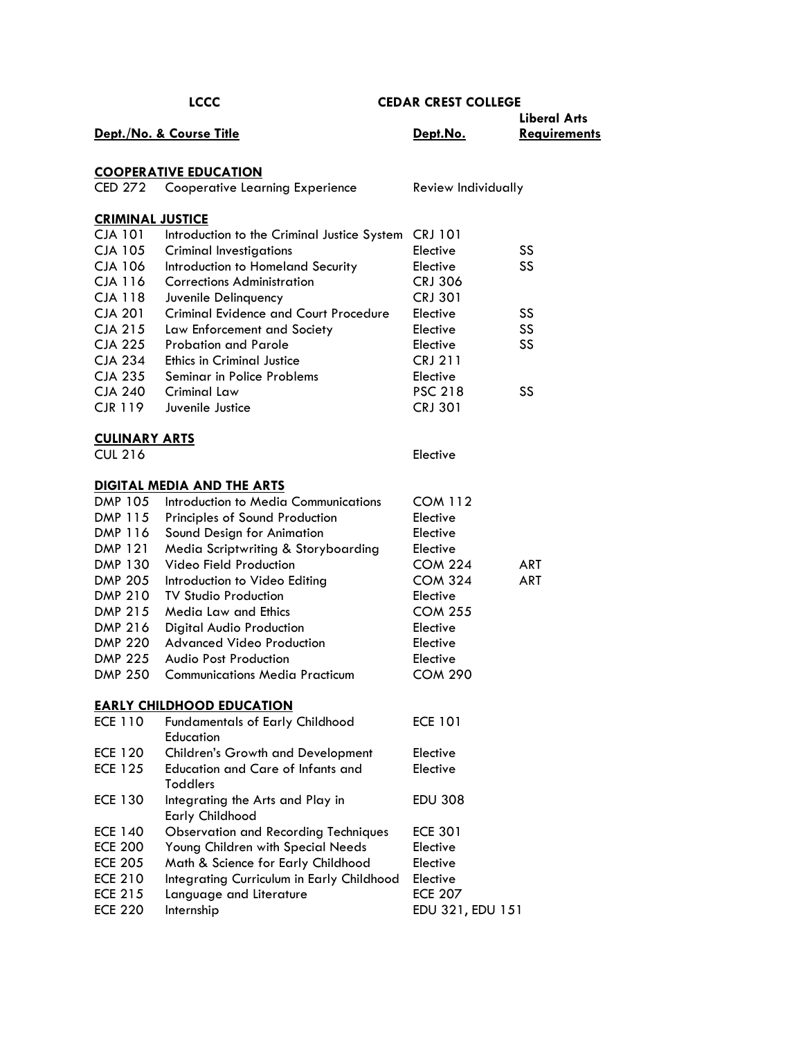| LCCC | | CEDAR CREST COLLEGE | |
|---|---|---|---|
| **Dept./No. & Course Title** | | **Dept.No.** | **Liberal Arts Requirements** |
| **COOPERATIVE EDUCATION** | | | |
| CED 272 | Cooperative Learning Experience | Review Individually | |
| **CRIMINAL JUSTICE** | | | |
| CJA 101 | Introduction to the Criminal Justice System | CRJ 101 | |
| CJA 105 | Criminal Investigations | Elective | SS |
| CJA 106 | Introduction to Homeland Security | Elective | SS |
| CJA 116 | Corrections Administration | CRJ 306 | |
| CJA 118 | Juvenile Delinquency | CRJ 301 | |
| CJA 201 | Criminal Evidence and Court Procedure | Elective | SS |
| CJA 215 | Law Enforcement and Society | Elective | SS |
| CJA 225 | Probation and Parole | Elective | SS |
| CJA 234 | Ethics in Criminal Justice | CRJ 211 | |
| CJA 235 | Seminar in Police Problems | Elective | |
| CJA 240 | Criminal Law | PSC 218 | SS |
| CJR 119 | Juvenile Justice | CRJ 301 | |
| **CULINARY ARTS** | | | |
| CUL 216 | | Elective | |
| **DIGITAL MEDIA AND THE ARTS** | | | |
| DMP 105 | Introduction to Media Communications | COM 112 | |
| DMP 115 | Principles of Sound Production | Elective | |
| DMP 116 | Sound Design for Animation | Elective | |
| DMP 121 | Media Scriptwriting & Storyboarding | Elective | |
| DMP 130 | Video Field Production | COM 224 | ART |
| DMP 205 | Introduction to Video Editing | COM 324 | ART |
| DMP 210 | TV Studio Production | Elective | |
| DMP 215 | Media Law and Ethics | COM 255 | |
| DMP 216 | Digital Audio Production | Elective | |
| DMP 220 | Advanced Video Production | Elective | |
| DMP 225 | Audio Post Production | Elective | |
| DMP 250 | Communications Media Practicum | COM 290 | |
| **EARLY CHILDHOOD EDUCATION** | | | |
| ECE 110 | Fundamentals of Early Childhood Education | ECE 101 | |
| ECE 120 | Children's Growth and Development | Elective | |
| ECE 125 | Education and Care of Infants and Toddlers | Elective | |
| ECE 130 | Integrating the Arts and Play in Early Childhood | EDU 308 | |
| ECE 140 | Observation and Recording Techniques | ECE 301 | |
| ECE 200 | Young Children with Special Needs | Elective | |
| ECE 205 | Math & Science for Early Childhood | Elective | |
| ECE 210 | Integrating Curriculum in Early Childhood | Elective | |
| ECE 215 | Language and Literature | ECE 207 | |
| ECE 220 | Internship | EDU 321, EDU 151 | |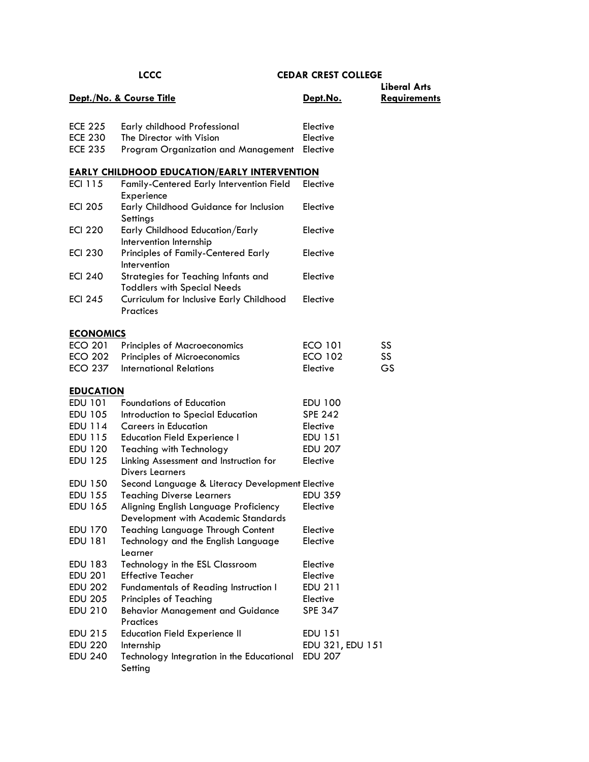| LCCC | | CEDAR CREST COLLEGE | |
|---|---|---|---|
| **Dept./No.** | **& Course Title** | **Dept.No.** | **Liberal Arts Requirements** |
| ECE 225 | Early childhood Professional | Elective | |
| ECE 230 | The Director with Vision | Elective | |
| ECE 235 | Program Organization and Management | Elective | |
| **EARLY CHILDHOOD EDUCATION/EARLY INTERVENTION** | | | |
| ECI 115 | Family-Centered Early Intervention Field Experience | Elective | |
| ECI 205 | Early Childhood Guidance for Inclusion Settings | Elective | |
| ECI 220 | Early Childhood Education/Early Intervention Internship | Elective | |
| ECI 230 | Principles of Family-Centered Early Intervention | Elective | |
| ECI 240 | Strategies for Teaching Infants and Toddlers with Special Needs | Elective | |
| ECI 245 | Curriculum for Inclusive Early Childhood Practices | Elective | |
| **ECONOMICS** | | | |
| ECO 201 | Principles of Macroeconomics | ECO 101 | SS |
| ECO 202 | Principles of Microeconomics | ECO 102 | SS |
| ECO 237 | International Relations | Elective | GS |
| **EDUCATION** | | | |
| EDU 101 | Foundations of Education | EDU 100 | |
| EDU 105 | Introduction to Special Education | SPE 242 | |
| EDU 114 | Careers in Education | Elective | |
| EDU 115 | Education Field Experience I | EDU 151 | |
| EDU 120 | Teaching with Technology | EDU 207 | |
| EDU 125 | Linking Assessment and Instruction for Divers Learners | Elective | |
| EDU 150 | Second Language & Literacy Development | Elective | |
| EDU 155 | Teaching Diverse Learners | EDU 359 | |
| EDU 165 | Aligning English Language Proficiency Development with Academic Standards | Elective | |
| EDU 170 | Teaching Language Through Content | Elective | |
| EDU 181 | Technology and the English Language Learner | Elective | |
| EDU 183 | Technology in the ESL Classroom | Elective | |
| EDU 201 | Effective Teacher | Elective | |
| EDU 202 | Fundamentals of Reading Instruction I | EDU 211 | |
| EDU 205 | Principles of Teaching | Elective | |
| EDU 210 | Behavior Management and Guidance Practices | SPE 347 | |
| EDU 215 | Education Field Experience II | EDU 151 | |
| EDU 220 | Internship | EDU 321, EDU 151 | |
| EDU 240 | Technology Integration in the Educational Setting | EDU 207 | |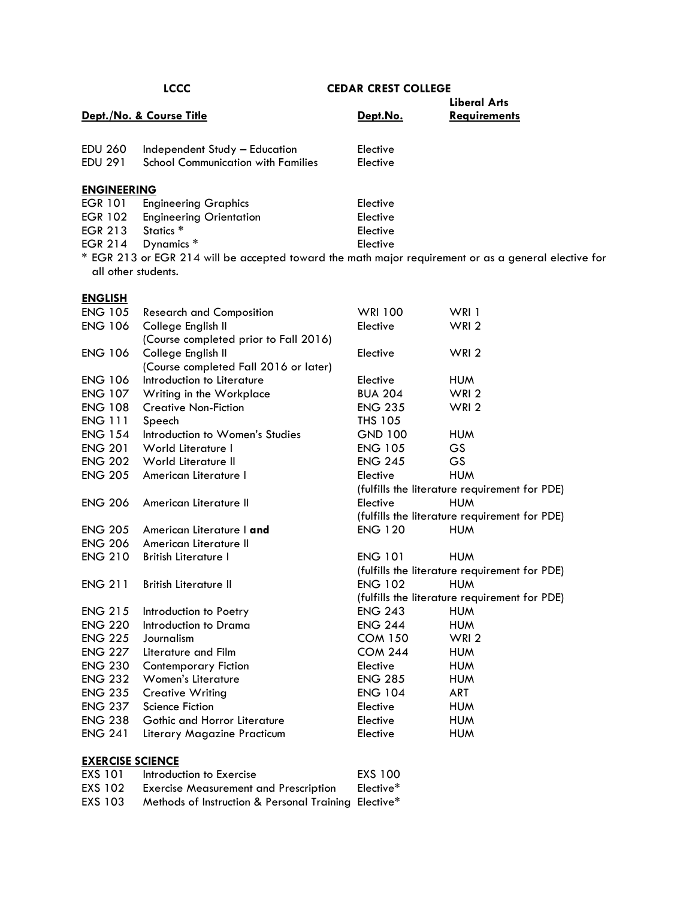| LCCC | | CEDAR CREST COLLEGE | |
|---|---|---|---|
| **Dept./No.** | **& Course Title** | **Dept.No.** | **Liberal Arts Requirements** |
| EDU 260 | Independent Study – Education | Elective | |
| EDU 291 | School Communication with Families | Elective | |
| **ENGINEERING** | | | |
| EGR 101 | Engineering Graphics | Elective | |
| EGR 102 | Engineering Orientation | Elective | |
| EGR 213 | Statics * | Elective | |
| EGR 214 | Dynamics * | Elective | |

* EGR 213 or EGR 214 will be accepted toward the math major requirement or as a general elective for all other students.

| **ENGLISH** | | | |
|---|---|---|---|
| ENG 105 | Research and Composition | WRI 100 | WRI 1 |
| ENG 106 | College English II (Course completed prior to Fall 2016) | Elective | WRI 2 |
| ENG 106 | College English II (Course completed Fall 2016 or later) | Elective | WRI 2 |
| ENG 106 | Introduction to Literature | Elective | HUM |
| ENG 107 | Writing in the Workplace | BUA 204 | WRI 2 |
| ENG 108 | Creative Non-Fiction | ENG 235 | WRI 2 |
| ENG 111 | Speech | THS 105 | |
| ENG 154 | Introduction to Women's Studies | GND 100 | HUM |
| ENG 201 | World Literature I | ENG 105 | GS |
| ENG 202 | World Literature II | ENG 245 | GS |
| ENG 205 | American Literature I | Elective (fulfills the literature requirement for PDE) | HUM |
| ENG 206 | American Literature II | Elective (fulfills the literature requirement for PDE) | HUM |
| ENG 205 ENG 206 | American Literature I **and** American Literature II | ENG 120 | HUM |
| ENG 210 | British Literature I | ENG 101 (fulfills the literature requirement for PDE) | HUM |
| ENG 211 | British Literature II | ENG 102 (fulfills the literature requirement for PDE) | HUM |
| ENG 215 | Introduction to Poetry | ENG 243 | HUM |
| ENG 220 | Introduction to Drama | ENG 244 | HUM |
| ENG 225 | Journalism | COM 150 | WRI 2 |
| ENG 227 | Literature and Film | COM 244 | HUM |
| ENG 230 | Contemporary Fiction | Elective | HUM |
| ENG 232 | Women's Literature | ENG 285 | HUM |
| ENG 235 | Creative Writing | ENG 104 | ART |
| ENG 237 | Science Fiction | Elective | HUM |
| ENG 238 | Gothic and Horror Literature | Elective | HUM |
| ENG 241 | Literary Magazine Practicum | Elective | HUM |
| **EXERCISE SCIENCE** | | | |
| EXS 101 | Introduction to Exercise | EXS 100 | |
| EXS 102 | Exercise Measurement and Prescription | Elective* | |
| EXS 103 | Methods of Instruction & Personal Training | Elective* | |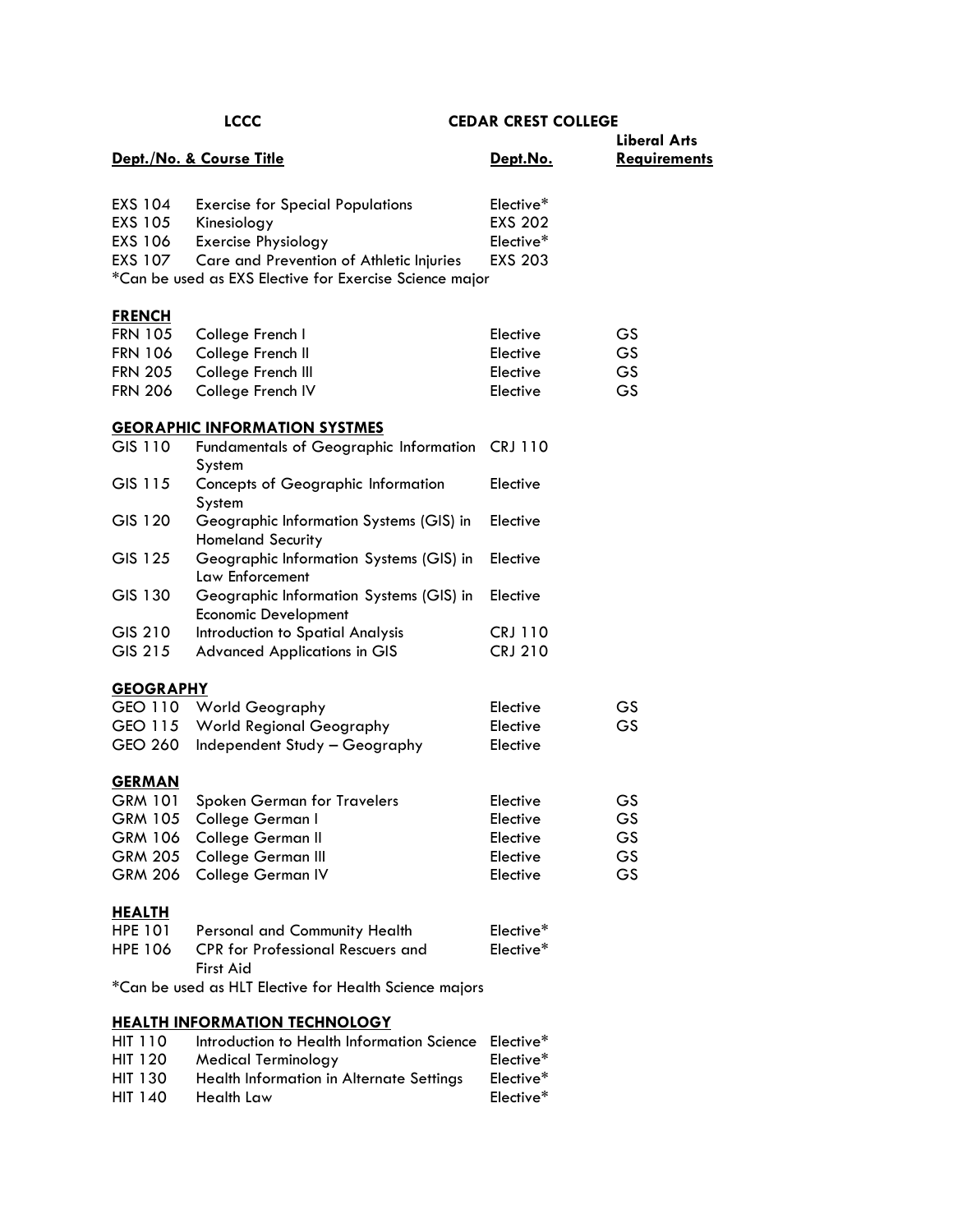| LCCC | | CEDAR CREST COLLEGE | |
|---|---|---|---|
| **Dept./No. & Course Title** | | **Dept.No.** | **Liberal Arts Requirements** |
| EXS 104 | Exercise for Special Populations | Elective* | |
| EXS 105 | Kinesiology | EXS 202 | |
| EXS 106 | Exercise Physiology | Elective* | |
| EXS 107 | Care and Prevention of Athletic Injuries | EXS 203 | |

*Can be used as EXS Elective for Exercise Science major

**FRENCH**

| | | | |
|---|---|---|---|
| FRN 105 | College French I | Elective | GS |
| FRN 106 | College French II | Elective | GS |
| FRN 205 | College French III | Elective | GS |
| FRN 206 | College French IV | Elective | GS |

**GEORAPHIC INFORMATION SYSTMES**

| | | | |
|---|---|---|---|
| GIS 110 | Fundamentals of Geographic Information System | CRJ 110 | |
| GIS 115 | Concepts of Geographic Information System | Elective | |
| GIS 120 | Geographic Information Systems (GIS) in Homeland Security | Elective | |
| GIS 125 | Geographic Information Systems (GIS) in Law Enforcement | Elective | |
| GIS 130 | Geographic Information Systems (GIS) in Economic Development | Elective | |
| GIS 210 | Introduction to Spatial Analysis | CRJ 110 | |
| GIS 215 | Advanced Applications in GIS | CRJ 210 | |

**GEOGRAPHY**

| | | | |
|---|---|---|---|
| GEO 110 | World Geography | Elective | GS |
| GEO 115 | World Regional Geography | Elective | GS |
| GEO 260 | Independent Study – Geography | Elective | |

**GERMAN**

| | | | |
|---|---|---|---|
| GRM 101 | Spoken German for Travelers | Elective | GS |
| GRM 105 | College German I | Elective | GS |
| GRM 106 | College German II | Elective | GS |
| GRM 205 | College German III | Elective | GS |
| GRM 206 | College German IV | Elective | GS |

**HEALTH**

| | | | |
|---|---|---|---|
| HPE 101 | Personal and Community Health | Elective* | |
| HPE 106 | CPR for Professional Rescuers and First Aid | Elective* | |

*Can be used as HLT Elective for Health Science majors

**HEALTH INFORMATION TECHNOLOGY**

| | | | |
|---|---|---|---|
| HIT 110 | Introduction to Health Information Science | Elective* | |
| HIT 120 | Medical Terminology | Elective* | |
| HIT 130 | Health Information in Alternate Settings | Elective* | |
| HIT 140 | Health Law | Elective* | |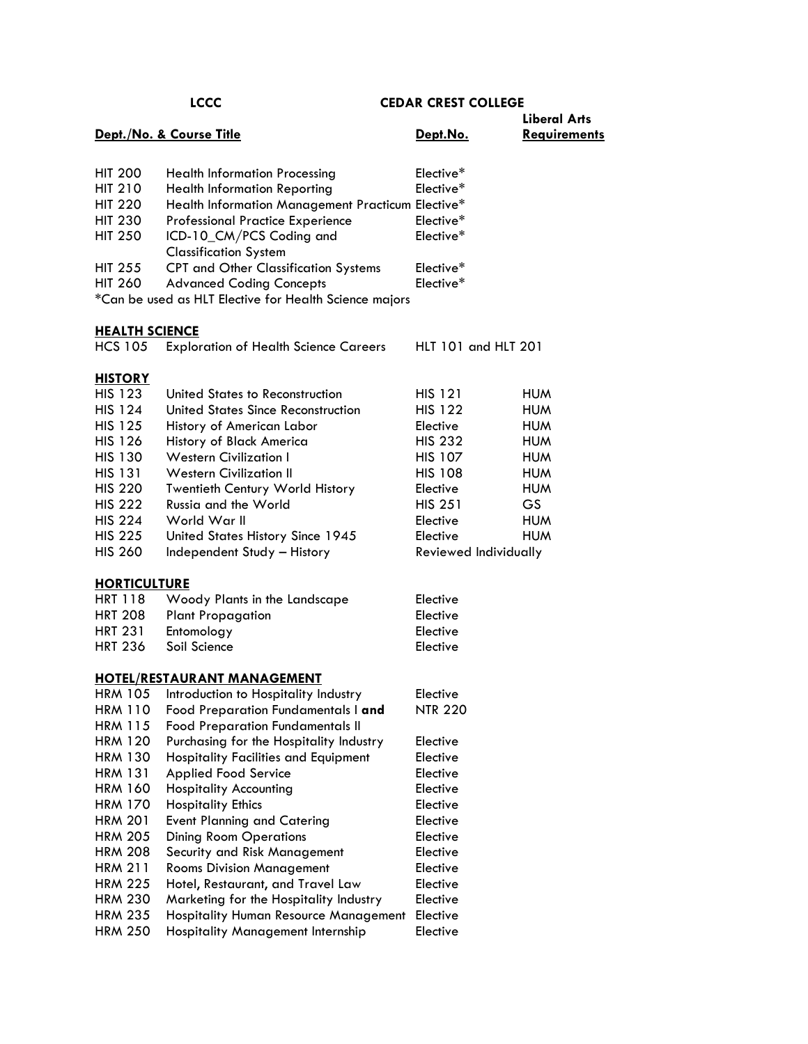| LCCC | | CEDAR CREST COLLEGE | |
|---|---|---|---|
| **Dept./No. & Course Title** | | **Dept.No.** | **Liberal Arts Requirements** |
| HIT 200 | Health Information Processing | Elective* | |
| HIT 210 | Health Information Reporting | Elective* | |
| HIT 220 | Health Information Management Practicum | Elective* | |
| HIT 230 | Professional Practice Experience | Elective* | |
| HIT 250 | ICD-10_CM/PCS Coding and Classification System | Elective* | |
| HIT 255 | CPT and Other Classification Systems | Elective* | |
| HIT 260 | Advanced Coding Concepts | Elective* | |

*Can be used as HLT Elective for Health Science majors

**HEALTH SCIENCE**

| | | | |
|---|---|---|---|
| HCS 105 | Exploration of Health Science Careers | HLT 101 and HLT 201 | |

**HISTORY**

| | | | |
|---|---|---|---|
| HIS 123 | United States to Reconstruction | HIS 121 | HUM |
| HIS 124 | United States Since Reconstruction | HIS 122 | HUM |
| HIS 125 | History of American Labor | Elective | HUM |
| HIS 126 | History of Black America | HIS 232 | HUM |
| HIS 130 | Western Civilization I | HIS 107 | HUM |
| HIS 131 | Western Civilization II | HIS 108 | HUM |
| HIS 220 | Twentieth Century World History | Elective | HUM |
| HIS 222 | Russia and the World | HIS 251 | GS |
| HIS 224 | World War II | Elective | HUM |
| HIS 225 | United States History Since 1945 | Elective | HUM |
| HIS 260 | Independent Study – History | Reviewed Individually | |

**HORTICULTURE**

| | | | |
|---|---|---|---|
| HRT 118 | Woody Plants in the Landscape | Elective | |
| HRT 208 | Plant Propagation | Elective | |
| HRT 231 | Entomology | Elective | |
| HRT 236 | Soil Science | Elective | |

**HOTEL/RESTAURANT MANAGEMENT**

| | | | |
|---|---|---|---|
| HRM 105 | Introduction to Hospitality Industry | Elective | |
| HRM 110 | Food Preparation Fundamentals I **and** | NTR 220 | |
| HRM 115 | Food Preparation Fundamentals II | | |
| HRM 120 | Purchasing for the Hospitality Industry | Elective | |
| HRM 130 | Hospitality Facilities and Equipment | Elective | |
| HRM 131 | Applied Food Service | Elective | |
| HRM 160 | Hospitality Accounting | Elective | |
| HRM 170 | Hospitality Ethics | Elective | |
| HRM 201 | Event Planning and Catering | Elective | |
| HRM 205 | Dining Room Operations | Elective | |
| HRM 208 | Security and Risk Management | Elective | |
| HRM 211 | Rooms Division Management | Elective | |
| HRM 225 | Hotel, Restaurant, and Travel Law | Elective | |
| HRM 230 | Marketing for the Hospitality Industry | Elective | |
| HRM 235 | Hospitality Human Resource Management | Elective | |
| HRM 250 | Hospitality Management Internship | Elective | |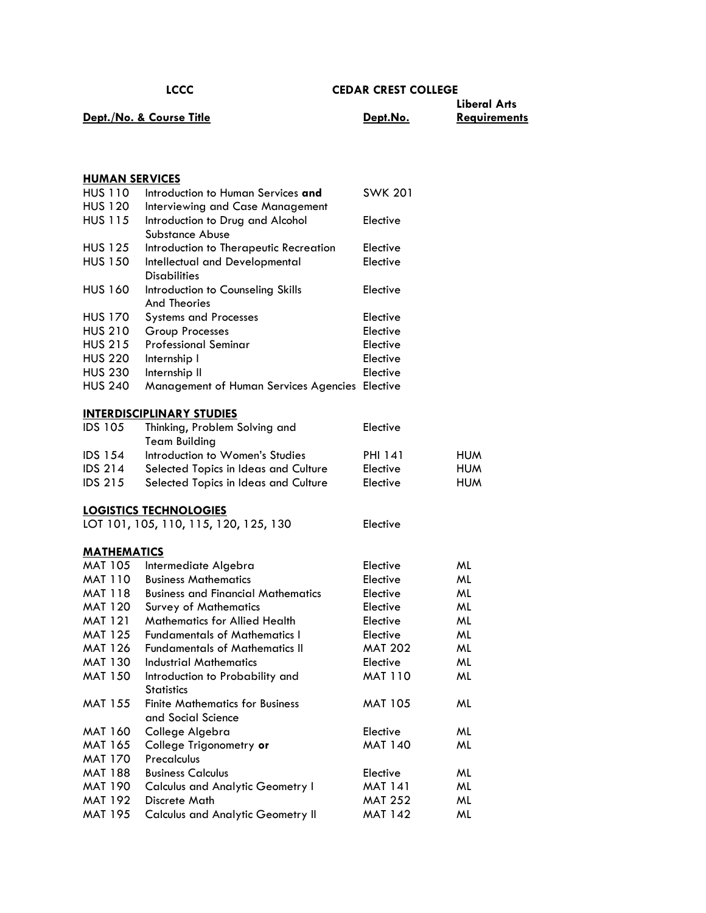| LCCC<br>Dept./No. & Course Title | | CEDAR CREST COLLEGE<br>Dept.No. | Liberal Arts<br>Requirements |
|---|---|---|---|
| **HUMAN SERVICES** | | | |
| HUS 110<br>HUS 120 | Introduction to Human Services **and**<br>Interviewing and Case Management | SWK 201 | |
| HUS 115 | Introduction to Drug and Alcohol Substance Abuse | Elective | |
| HUS 125 | Introduction to Therapeutic Recreation | Elective | |
| HUS 150 | Intellectual and Developmental Disabilities | Elective | |
| HUS 160 | Introduction to Counseling Skills And Theories | Elective | |
| HUS 170 | Systems and Processes | Elective | |
| HUS 210 | Group Processes | Elective | |
| HUS 215 | Professional Seminar | Elective | |
| HUS 220 | Internship I | Elective | |
| HUS 230 | Internship II | Elective | |
| HUS 240 | Management of Human Services Agencies | Elective | |
| **INTERDISCIPLINARY STUDIES** | | | |
| IDS 105 | Thinking, Problem Solving and Team Building | Elective | |
| IDS 154 | Introduction to Women's Studies | PHI 141 | HUM |
| IDS 214 | Selected Topics in Ideas and Culture | Elective | HUM |
| IDS 215 | Selected Topics in Ideas and Culture | Elective | HUM |
| **LOGISTICS TECHNOLOGIES** | | | |
| LOT 101, 105, 110, 115, 120, 125, 130 | | Elective | |
| **MATHEMATICS** | | | |
| MAT 105 | Intermediate Algebra | Elective | ML |
| MAT 110 | Business Mathematics | Elective | ML |
| MAT 118 | Business and Financial Mathematics | Elective | ML |
| MAT 120 | Survey of Mathematics | Elective | ML |
| MAT 121 | Mathematics for Allied Health | Elective | ML |
| MAT 125 | Fundamentals of Mathematics I | Elective | ML |
| MAT 126 | Fundamentals of Mathematics II | MAT 202 | ML |
| MAT 130 | Industrial Mathematics | Elective | ML |
| MAT 150 | Introduction to Probability and Statistics | MAT 110 | ML |
| MAT 155 | Finite Mathematics for Business and Social Science | MAT 105 | ML |
| MAT 160 | College Algebra | Elective | ML |
| MAT 165<br>MAT 170 | College Trigonometry **or**<br>Precalculus | MAT 140 | ML |
| MAT 188 | Business Calculus | Elective | ML |
| MAT 190 | Calculus and Analytic Geometry I | MAT 141 | ML |
| MAT 192 | Discrete Math | MAT 252 | ML |
| MAT 195 | Calculus and Analytic Geometry II | MAT 142 | ML |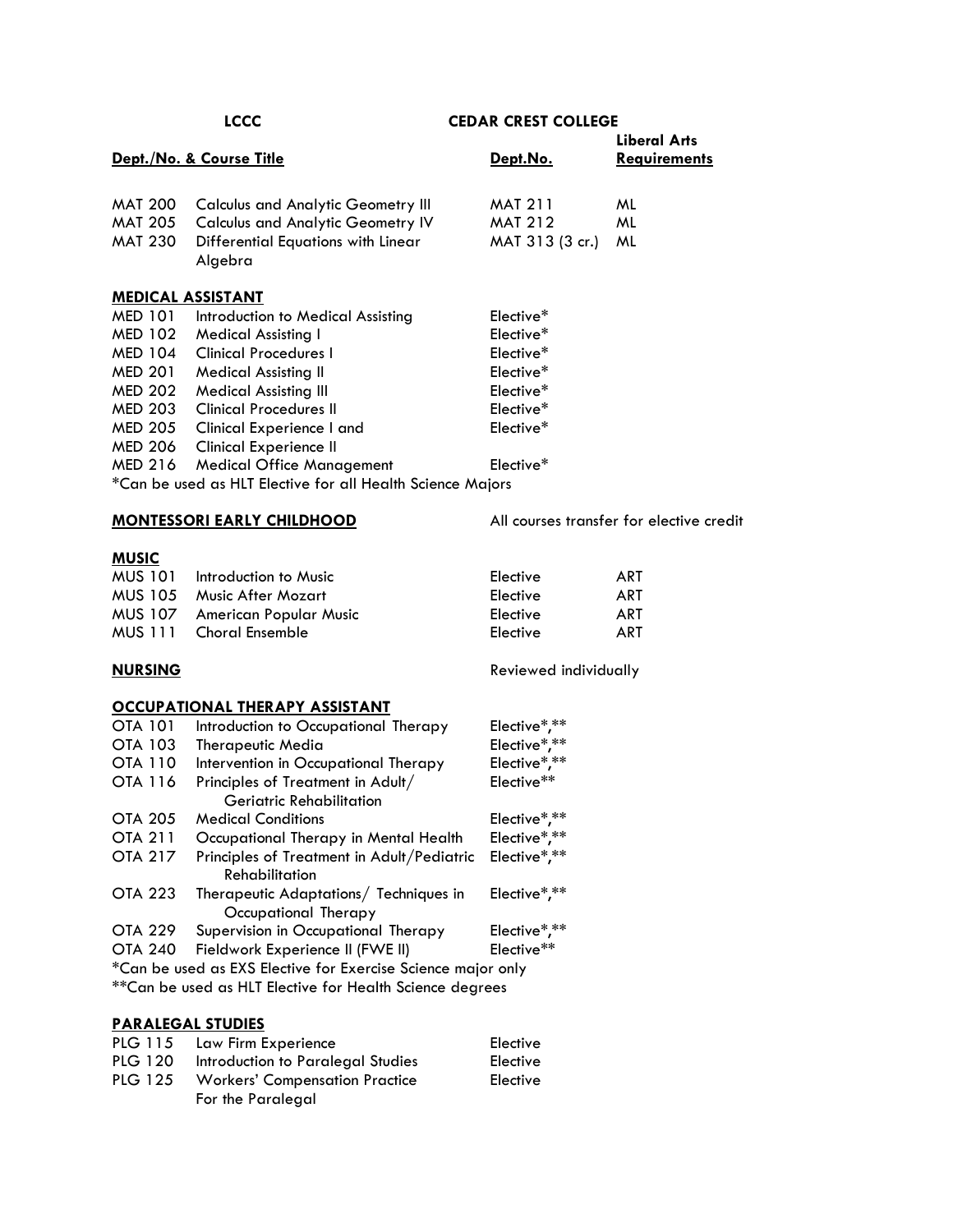| LCCC | | CEDAR CREST COLLEGE | |
|---|---|---|---|
| Dept./No. | Course Title | Dept.No. | Liberal Arts Requirements |
| MAT 200 | Calculus and Analytic Geometry III | MAT 211 | ML |
| MAT 205 | Calculus and Analytic Geometry IV | MAT 212 | ML |
| MAT 230 | Differential Equations with Linear Algebra | MAT 313 (3 cr.) | ML |

**MEDICAL ASSISTANT**

| | | | |
|---|---|---|---|
| MED 101 | Introduction to Medical Assisting | Elective* | |
| MED 102 | Medical Assisting I | Elective* | |
| MED 104 | Clinical Procedures I | Elective* | |
| MED 201 | Medical Assisting II | Elective* | |
| MED 202 | Medical Assisting III | Elective* | |
| MED 203 | Clinical Procedures II | Elective* | |
| MED 205 | Clinical Experience I and | Elective* | |
| MED 206 | Clinical Experience II | | |
| MED 216 | Medical Office Management | Elective* | |

*Can be used as HLT Elective for all Health Science Majors

**MONTESSORI EARLY CHILDHOOD** — All courses transfer for elective credit

**MUSIC**

| | | | |
|---|---|---|---|
| MUS 101 | Introduction to Music | Elective | ART |
| MUS 105 | Music After Mozart | Elective | ART |
| MUS 107 | American Popular Music | Elective | ART |
| MUS 111 | Choral Ensemble | Elective | ART |

**NURSING** — Reviewed individually

**OCCUPATIONAL THERAPY ASSISTANT**

| | | | |
|---|---|---|---|
| OTA 101 | Introduction to Occupational Therapy | Elective*,** | |
| OTA 103 | Therapeutic Media | Elective*,** | |
| OTA 110 | Intervention in Occupational Therapy | Elective*,** | |
| OTA 116 | Principles of Treatment in Adult/ Geriatric Rehabilitation | Elective** | |
| OTA 205 | Medical Conditions | Elective*,** | |
| OTA 211 | Occupational Therapy in Mental Health | Elective*,** | |
| OTA 217 | Principles of Treatment in Adult/Pediatric Rehabilitation | Elective*,** | |
| OTA 223 | Therapeutic Adaptations/ Techniques in Occupational Therapy | Elective*,** | |
| OTA 229 | Supervision in Occupational Therapy | Elective*,** | |
| OTA 240 | Fieldwork Experience II (FWE II) | Elective** | |

*Can be used as EXS Elective for Exercise Science major only
**Can be used as HLT Elective for Health Science degrees

**PARALEGAL STUDIES**

| | | | |
|---|---|---|---|
| PLG 115 | Law Firm Experience | Elective | |
| PLG 120 | Introduction to Paralegal Studies | Elective | |
| PLG 125 | Workers' Compensation Practice For the Paralegal | Elective | |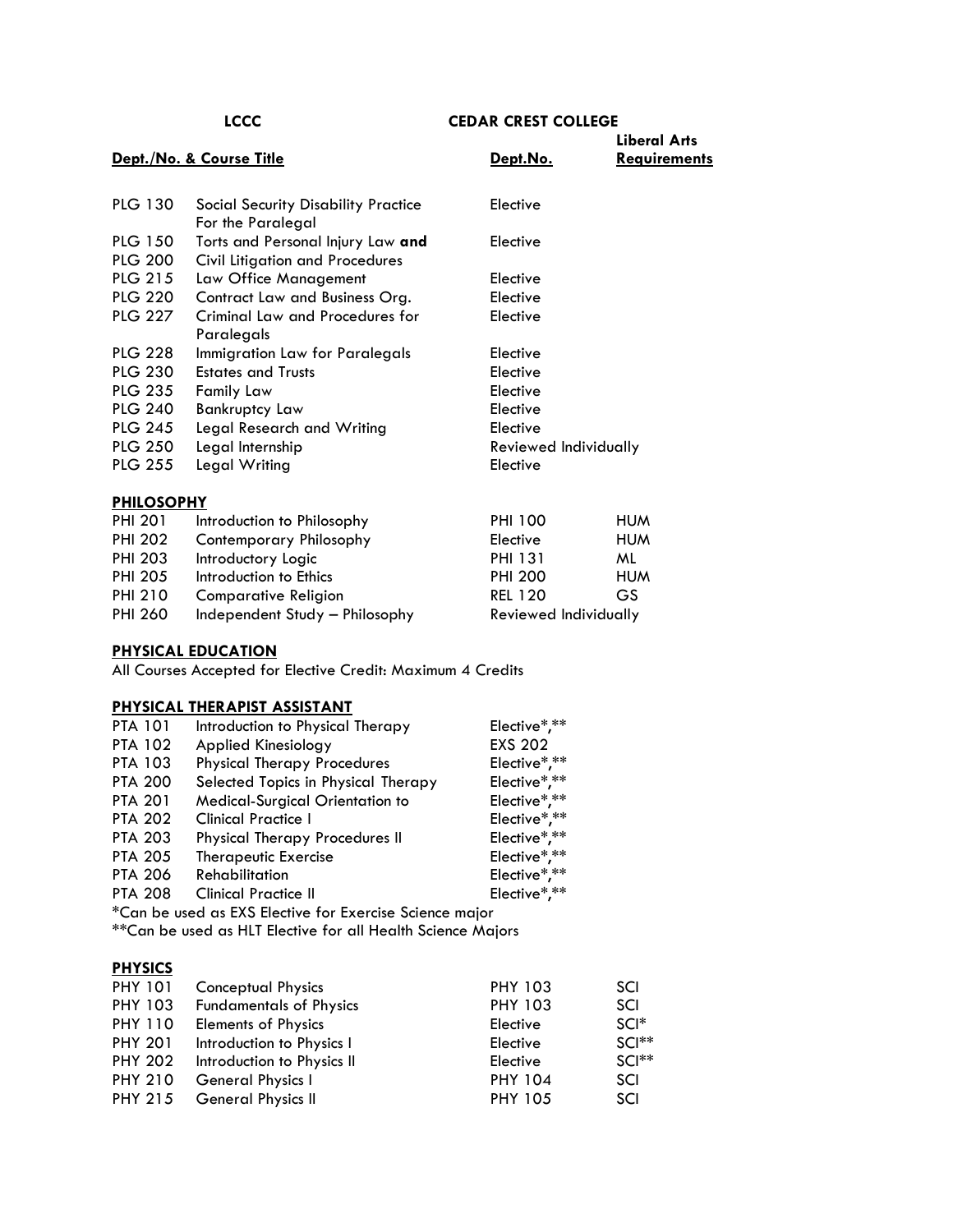| LCCC | | CEDAR CREST COLLEGE | |
|---|---|---|---|
| **Dept./No. & Course Title** | | **Dept.No.** | **Liberal Arts Requirements** |
| PLG 130 | Social Security Disability Practice For the Paralegal | Elective | |
| PLG 150 | Torts and Personal Injury Law **and** | Elective | |
| PLG 200 | Civil Litigation and Procedures | | |
| PLG 215 | Law Office Management | Elective | |
| PLG 220 | Contract Law and Business Org. | Elective | |
| PLG 227 | Criminal Law and Procedures for Paralegals | Elective | |
| PLG 228 | Immigration Law for Paralegals | Elective | |
| PLG 230 | Estates and Trusts | Elective | |
| PLG 235 | Family Law | Elective | |
| PLG 240 | Bankruptcy Law | Elective | |
| PLG 245 | Legal Research and Writing | Elective | |
| PLG 250 | Legal Internship | Reviewed Individually | |
| PLG 255 | Legal Writing | Elective | |

**PHILOSOPHY**

| | | | |
|---|---|---|---|
| PHI 201 | Introduction to Philosophy | PHI 100 | HUM |
| PHI 202 | Contemporary Philosophy | Elective | HUM |
| PHI 203 | Introductory Logic | PHI 131 | ML |
| PHI 205 | Introduction to Ethics | PHI 200 | HUM |
| PHI 210 | Comparative Religion | REL 120 | GS |
| PHI 260 | Independent Study – Philosophy | Reviewed Individually | |

**PHYSICAL EDUCATION**

All Courses Accepted for Elective Credit: Maximum 4 Credits

**PHYSICAL THERAPIST ASSISTANT**

| | | |
|---|---|---|
| PTA 101 | Introduction to Physical Therapy | Elective*,** |
| PTA 102 | Applied Kinesiology | EXS 202 |
| PTA 103 | Physical Therapy Procedures | Elective*,** |
| PTA 200 | Selected Topics in Physical Therapy | Elective*,** |
| PTA 201 | Medical-Surgical Orientation to | Elective*,** |
| PTA 202 | Clinical Practice I | Elective*,** |
| PTA 203 | Physical Therapy Procedures II | Elective*,** |
| PTA 205 | Therapeutic Exercise | Elective*,** |
| PTA 206 | Rehabilitation | Elective*,** |
| PTA 208 | Clinical Practice II | Elective*,** |

*Can be used as EXS Elective for Exercise Science major

**Can be used as HLT Elective for all Health Science Majors

**PHYSICS**

| | | | |
|---|---|---|---|
| PHY 101 | Conceptual Physics | PHY 103 | SCI |
| PHY 103 | Fundamentals of Physics | PHY 103 | SCI |
| PHY 110 | Elements of Physics | Elective | SCI* |
| PHY 201 | Introduction to Physics I | Elective | SCI** |
| PHY 202 | Introduction to Physics II | Elective | SCI** |
| PHY 210 | General Physics I | PHY 104 | SCI |
| PHY 215 | General Physics II | PHY 105 | SCI |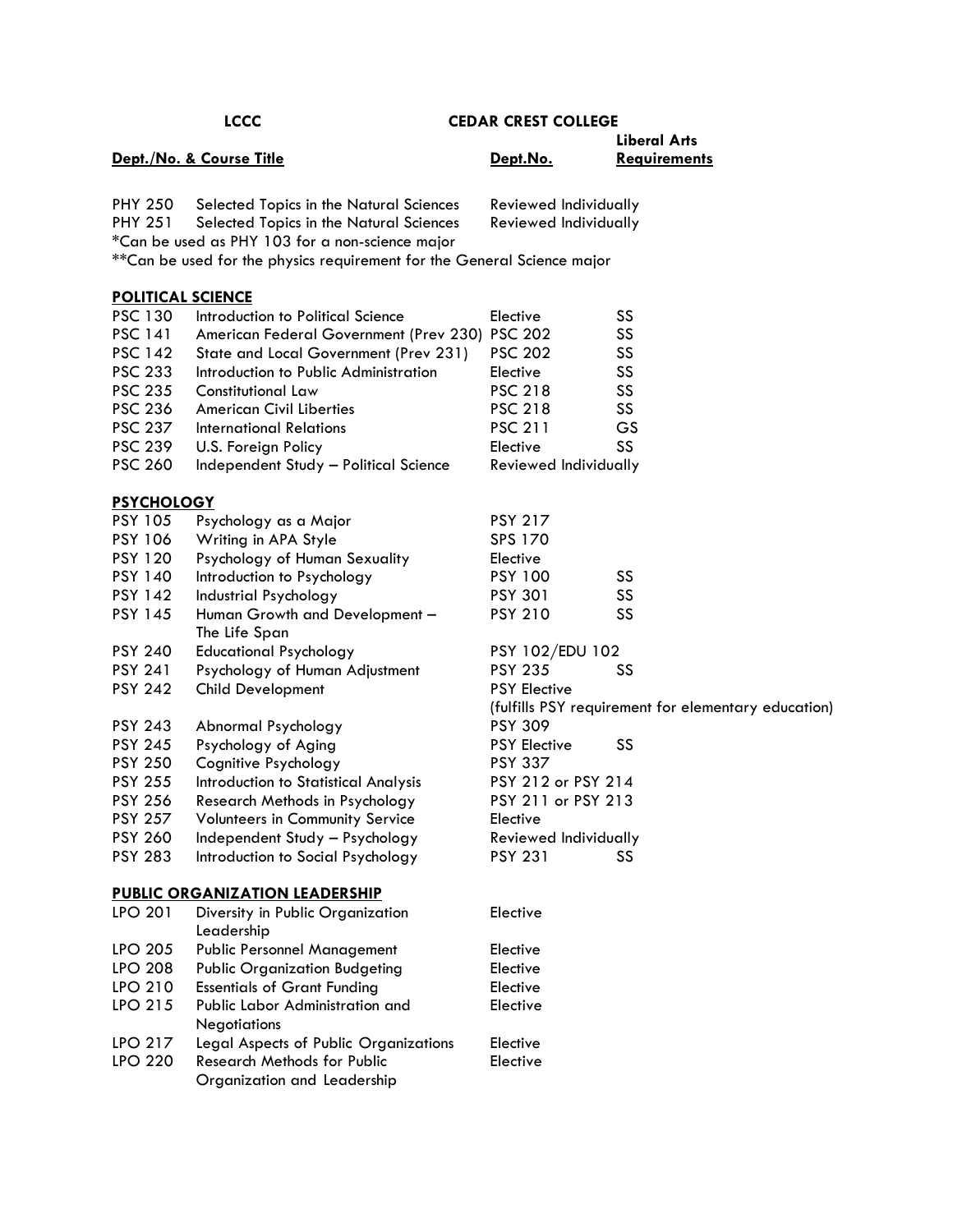| LCCC | | CEDAR CREST COLLEGE | |
|---|---|---|---|
| **Dept./No. & Course Title** | | **Dept.No.** | **Liberal Arts Requirements** |
| PHY 250 | Selected Topics in the Natural Sciences | Reviewed Individually | |
| PHY 251 | Selected Topics in the Natural Sciences | Reviewed Individually | |

*Can be used as PHY 103 for a non-science major

**Can be used for the physics requirement for the General Science major

**POLITICAL SCIENCE**

| | | | |
|---|---|---|---|
| PSC 130 | Introduction to Political Science | Elective | SS |
| PSC 141 | American Federal Government (Prev 230) | PSC 202 | SS |
| PSC 142 | State and Local Government (Prev 231) | PSC 202 | SS |
| PSC 233 | Introduction to Public Administration | Elective | SS |
| PSC 235 | Constitutional Law | PSC 218 | SS |
| PSC 236 | American Civil Liberties | PSC 218 | SS |
| PSC 237 | International Relations | PSC 211 | GS |
| PSC 239 | U.S. Foreign Policy | Elective | SS |
| PSC 260 | Independent Study – Political Science | Reviewed Individually | |

**PSYCHOLOGY**

| | | | |
|---|---|---|---|
| PSY 105 | Psychology as a Major | PSY 217 | |
| PSY 106 | Writing in APA Style | SPS 170 | |
| PSY 120 | Psychology of Human Sexuality | Elective | |
| PSY 140 | Introduction to Psychology | PSY 100 | SS |
| PSY 142 | Industrial Psychology | PSY 301 | SS |
| PSY 145 | Human Growth and Development – The Life Span | PSY 210 | SS |
| PSY 240 | Educational Psychology | PSY 102/EDU 102 | |
| PSY 241 | Psychology of Human Adjustment | PSY 235 | SS |
| PSY 242 | Child Development | PSY Elective (fulfills PSY requirement for elementary education) | |
| PSY 243 | Abnormal Psychology | PSY 309 | |
| PSY 245 | Psychology of Aging | PSY Elective | SS |
| PSY 250 | Cognitive Psychology | PSY 337 | |
| PSY 255 | Introduction to Statistical Analysis | PSY 212 or PSY 214 | |
| PSY 256 | Research Methods in Psychology | PSY 211 or PSY 213 | |
| PSY 257 | Volunteers in Community Service | Elective | |
| PSY 260 | Independent Study – Psychology | Reviewed Individually | |
| PSY 283 | Introduction to Social Psychology | PSY 231 | SS |

**PUBLIC ORGANIZATION LEADERSHIP**

| | | | |
|---|---|---|---|
| LPO 201 | Diversity in Public Organization Leadership | Elective | |
| LPO 205 | Public Personnel Management | Elective | |
| LPO 208 | Public Organization Budgeting | Elective | |
| LPO 210 | Essentials of Grant Funding | Elective | |
| LPO 215 | Public Labor Administration and Negotiations | Elective | |
| LPO 217 | Legal Aspects of Public Organizations | Elective | |
| LPO 220 | Research Methods for Public Organization and Leadership | Elective | |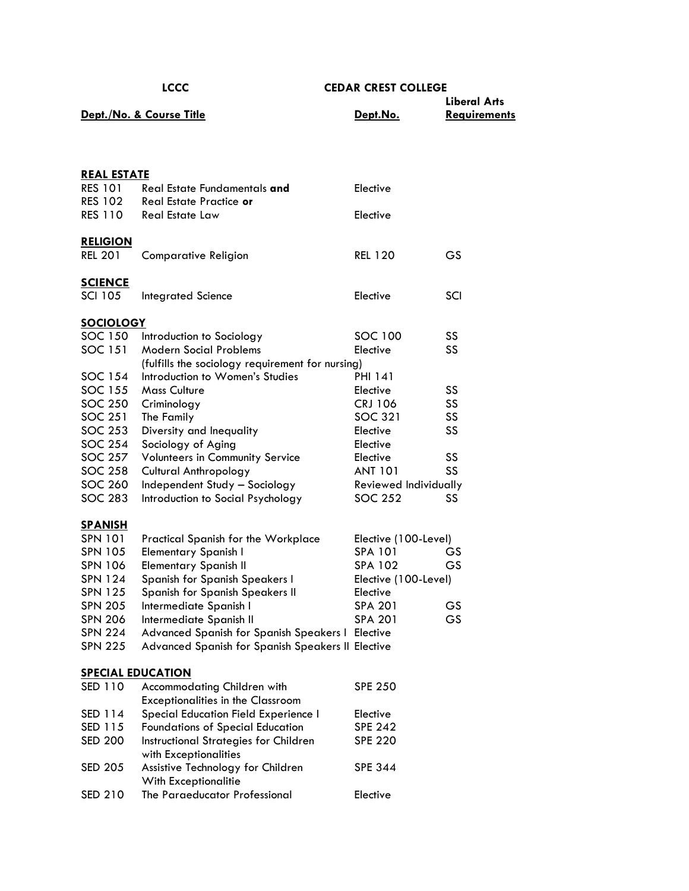| LCCC | | CEDAR CREST COLLEGE | |
|---|---|---|---|
| **Dept./No. & Course Title** | | **Dept.No.** | **Liberal Arts Requirements** |
| **REAL ESTATE** | | | |
| RES 101 | Real Estate Fundamentals **and** | Elective | |
| RES 102 | Real Estate Practice **or** | | |
| RES 110 | Real Estate Law | Elective | |
| **RELIGION** | | | |
| REL 201 | Comparative Religion | REL 120 | GS |
| **SCIENCE** | | | |
| SCI 105 | Integrated Science | Elective | SCI |
| **SOCIOLOGY** | | | |
| SOC 150 | Introduction to Sociology | SOC 100 | SS |
| SOC 151 | Modern Social Problems (fulfills the sociology requirement for nursing) | Elective | SS |
| SOC 154 | Introduction to Women's Studies | PHI 141 | |
| SOC 155 | Mass Culture | Elective | SS |
| SOC 250 | Criminology | CRJ 106 | SS |
| SOC 251 | The Family | SOC 321 | SS |
| SOC 253 | Diversity and Inequality | Elective | SS |
| SOC 254 | Sociology of Aging | Elective | |
| SOC 257 | Volunteers in Community Service | Elective | SS |
| SOC 258 | Cultural Anthropology | ANT 101 | SS |
| SOC 260 | Independent Study – Sociology | Reviewed Individually | |
| SOC 283 | Introduction to Social Psychology | SOC 252 | SS |
| **SPANISH** | | | |
| SPN 101 | Practical Spanish for the Workplace | Elective (100-Level) | |
| SPN 105 | Elementary Spanish I | SPA 101 | GS |
| SPN 106 | Elementary Spanish II | SPA 102 | GS |
| SPN 124 | Spanish for Spanish Speakers I | Elective (100-Level) | |
| SPN 125 | Spanish for Spanish Speakers II | Elective | |
| SPN 205 | Intermediate Spanish I | SPA 201 | GS |
| SPN 206 | Intermediate Spanish II | SPA 201 | GS |
| SPN 224 | Advanced Spanish for Spanish Speakers I | Elective | |
| SPN 225 | Advanced Spanish for Spanish Speakers II | Elective | |
| **SPECIAL EDUCATION** | | | |
| SED 110 | Accommodating Children with Exceptionalities in the Classroom | SPE 250 | |
| SED 114 | Special Education Field Experience I | Elective | |
| SED 115 | Foundations of Special Education | SPE 242 | |
| SED 200 | Instructional Strategies for Children with Exceptionalities | SPE 220 | |
| SED 205 | Assistive Technology for Children With Exceptionalitie | SPE 344 | |
| SED 210 | The Paraeducator Professional | Elective | |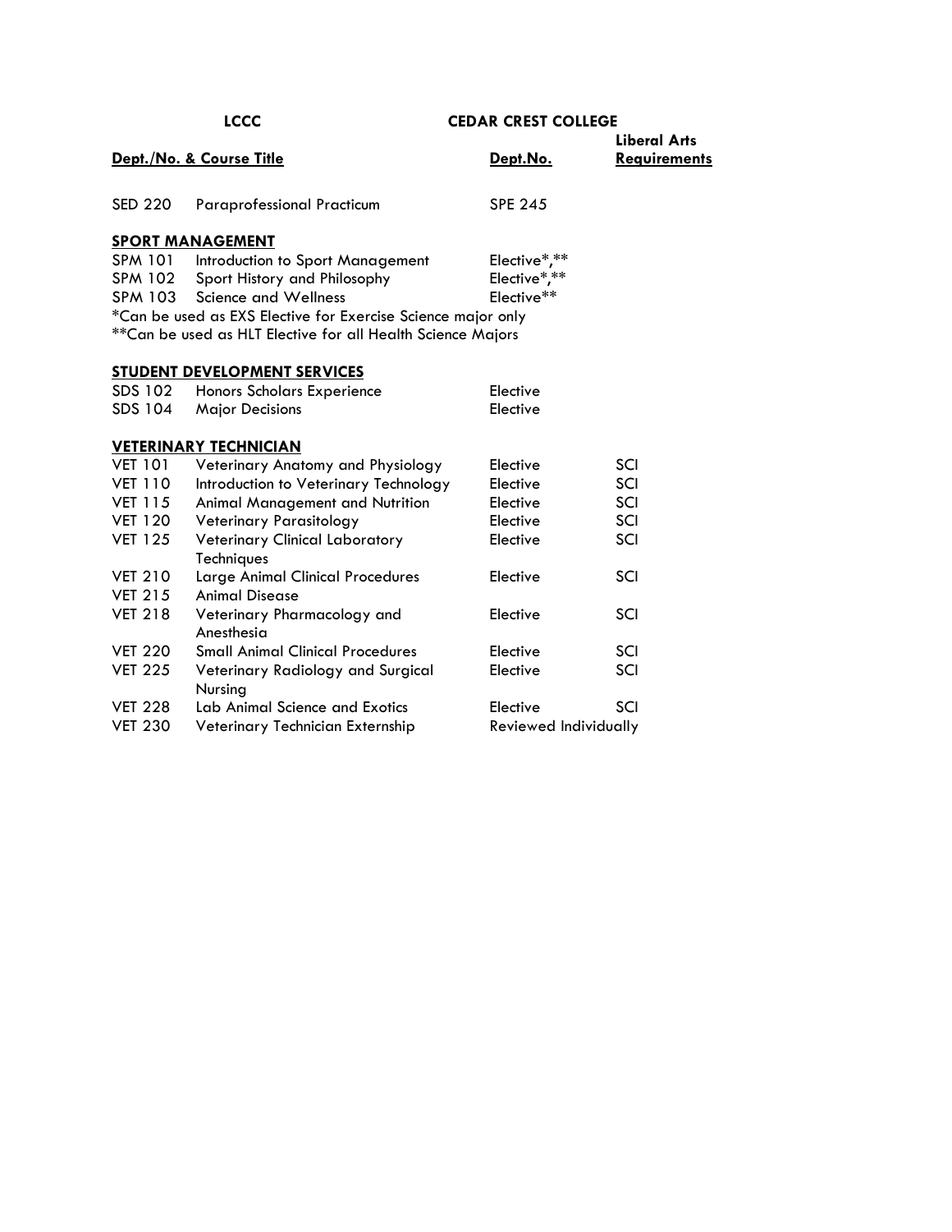| LCCC | | CEDAR CREST COLLEGE | |
|---|---|---|---|
| **Dept./No.** | **& Course Title** | **Dept.No.** | **Liberal Arts Requirements** |
| SED 220 | Paraprofessional Practicum | SPE 245 | |

**SPORT MANAGEMENT**

| | | | |
|---|---|---|---|
| SPM 101 | Introduction to Sport Management | Elective*,** | |
| SPM 102 | Sport History and Philosophy | Elective*,** | |
| SPM 103 | Science and Wellness | Elective** | |

*Can be used as EXS Elective for Exercise Science major only
**Can be used as HLT Elective for all Health Science Majors

**STUDENT DEVELOPMENT SERVICES**

| | | | |
|---|---|---|---|
| SDS 102 | Honors Scholars Experience | Elective | |
| SDS 104 | Major Decisions | Elective | |

**VETERINARY TECHNICIAN**

| | | | |
|---|---|---|---|
| VET 101 | Veterinary Anatomy and Physiology | Elective | SCI |
| VET 110 | Introduction to Veterinary Technology | Elective | SCI |
| VET 115 | Animal Management and Nutrition | Elective | SCI |
| VET 120 | Veterinary Parasitology | Elective | SCI |
| VET 125 | Veterinary Clinical Laboratory Techniques | Elective | SCI |
| VET 210 | Large Animal Clinical Procedures | Elective | SCI |
| VET 215 | Animal Disease | | |
| VET 218 | Veterinary Pharmacology and Anesthesia | Elective | SCI |
| VET 220 | Small Animal Clinical Procedures | Elective | SCI |
| VET 225 | Veterinary Radiology and Surgical Nursing | Elective | SCI |
| VET 228 | Lab Animal Science and Exotics | Elective | SCI |
| VET 230 | Veterinary Technician Externship | Reviewed Individually | |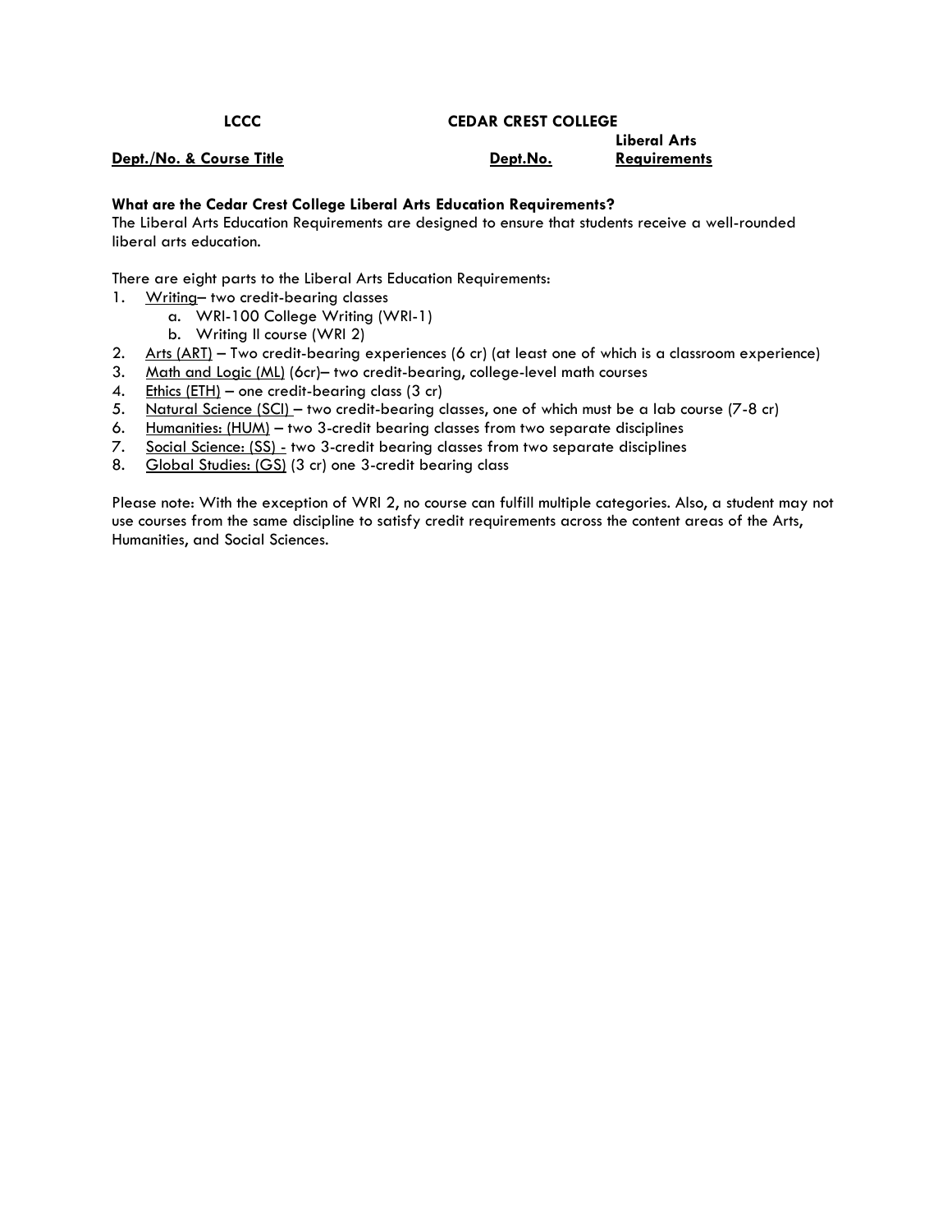| LCCC | CEDAR CREST COLLEGE | |
|---|---|---|
| **Dept./No. & Course Title** | **Dept.No.** | **Liberal Arts Requirements** |

**What are the Cedar Crest College Liberal Arts Education Requirements?**
The Liberal Arts Education Requirements are designed to ensure that students receive a well-rounded liberal arts education.

There are eight parts to the Liberal Arts Education Requirements:

1. Writing– two credit-bearing classes
   a. WRI-100 College Writing (WRI-1)
   b. Writing II course (WRI 2)
2. Arts (ART) – Two credit-bearing experiences (6 cr) (at least one of which is a classroom experience)
3. Math and Logic (ML) (6cr)– two credit-bearing, college-level math courses
4. Ethics (ETH) – one credit-bearing class (3 cr)
5. Natural Science (SCI) – two credit-bearing classes, one of which must be a lab course (7-8 cr)
6. Humanities: (HUM) – two 3-credit bearing classes from two separate disciplines
7. Social Science: (SS) - two 3-credit bearing classes from two separate disciplines
8. Global Studies: (GS) (3 cr) one 3-credit bearing class

Please note: With the exception of WRI 2, no course can fulfill multiple categories. Also, a student may not use courses from the same discipline to satisfy credit requirements across the content areas of the Arts, Humanities, and Social Sciences.